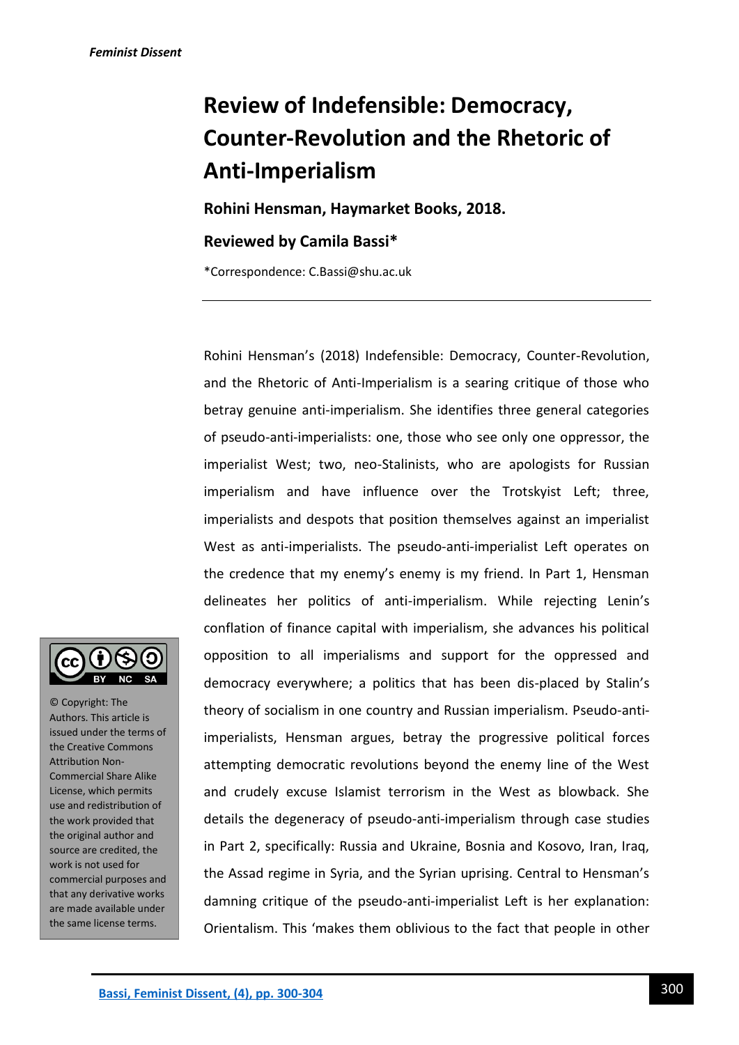# Review of Indefensible: Democracy, Counter-Revolution and the Rhetoric of Anti-Imperialism

**Rohini Hensman, Haymarket Books, 2018.**

**Reviewed by Camila Bassi***

*Correspondence: C.Bassi@shu.ac.uk

---

© Copyright: The Authors. This article is issued under the terms of the Creative Commons Attribution Non-Commercial Share Alike License, which permits use and redistribution of the work provided that the original author and source are credited, the work is not used for commercial purposes and that any derivative works are made available under the same license terms.

Rohini Hensman's (2018) Indefensible: Democracy, Counter-Revolution, and the Rhetoric of Anti-Imperialism is a searing critique of those who betray genuine anti-imperialism. She identifies three general categories of pseudo-anti-imperialists: one, those who see only one oppressor, the imperialist West; two, neo-Stalinists, who are apologists for Russian imperialism and have influence over the Trotskyist Left; three, imperialists and despots that position themselves against an imperialist West as anti-imperialists. The pseudo-anti-imperialist Left operates on the credence that my enemy's enemy is my friend. In Part 1, Hensman delineates her politics of anti-imperialism. While rejecting Lenin's conflation of finance capital with imperialism, she advances his political opposition to all imperialisms and support for the oppressed and democracy everywhere; a politics that has been dis-placed by Stalin's theory of socialism in one country and Russian imperialism. Pseudo-anti-imperialists, Hensman argues, betray the progressive political forces attempting democratic revolutions beyond the enemy line of the West and crudely excuse Islamist terrorism in the West as blowback. She details the degeneracy of pseudo-anti-imperialism through case studies in Part 2, specifically: Russia and Ukraine, Bosnia and Kosovo, Iran, Iraq, the Assad regime in Syria, and the Syrian uprising. Central to Hensman's damning critique of the pseudo-anti-imperialist Left is her explanation: Orientalism. This 'makes them oblivious to the fact that people in other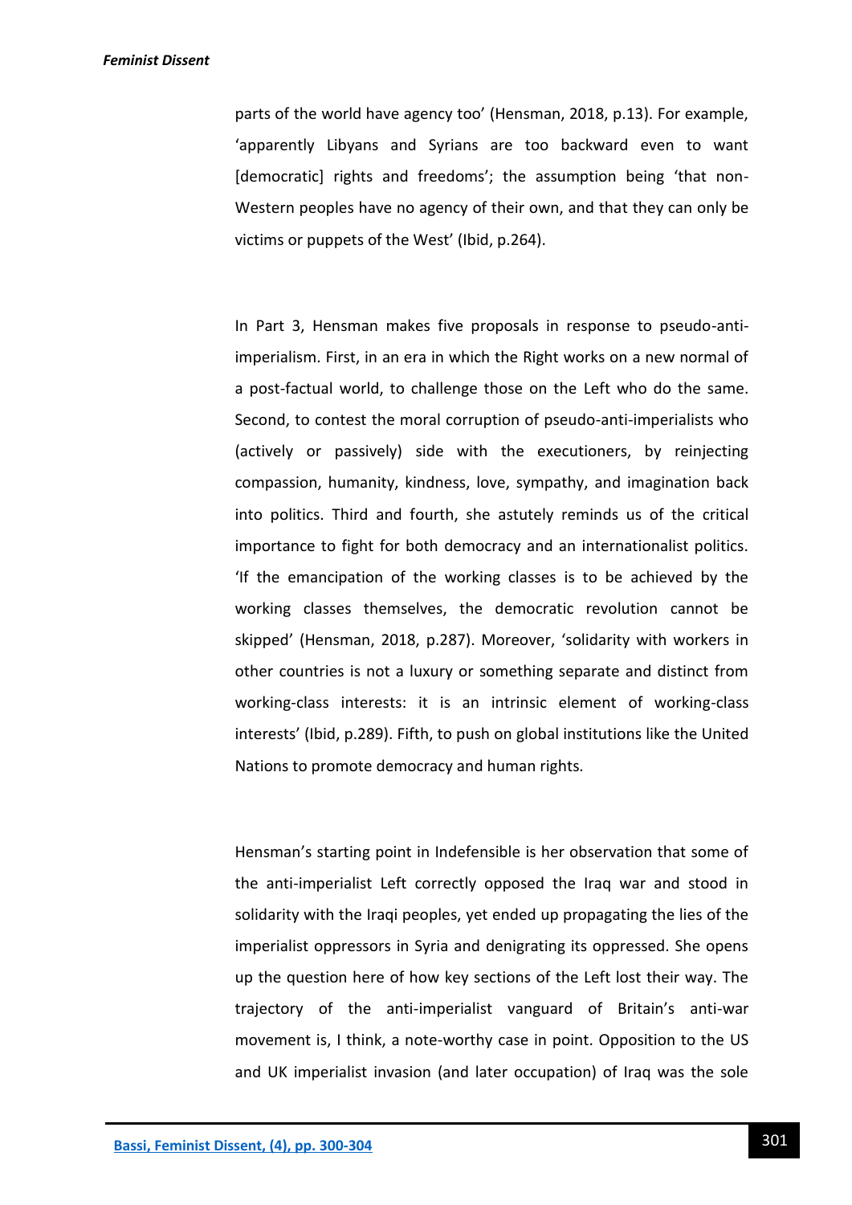parts of the world have agency too' (Hensman, 2018, p.13). For example, 'apparently Libyans and Syrians are too backward even to want [democratic] rights and freedoms'; the assumption being 'that non-Western peoples have no agency of their own, and that they can only be victims or puppets of the West' (Ibid, p.264).

In Part 3, Hensman makes five proposals in response to pseudo-anti-imperialism. First, in an era in which the Right works on a new normal of a post-factual world, to challenge those on the Left who do the same. Second, to contest the moral corruption of pseudo-anti-imperialists who (actively or passively) side with the executioners, by reinjecting compassion, humanity, kindness, love, sympathy, and imagination back into politics. Third and fourth, she astutely reminds us of the critical importance to fight for both democracy and an internationalist politics. 'If the emancipation of the working classes is to be achieved by the working classes themselves, the democratic revolution cannot be skipped' (Hensman, 2018, p.287). Moreover, 'solidarity with workers in other countries is not a luxury or something separate and distinct from working-class interests: it is an intrinsic element of working-class interests' (Ibid, p.289). Fifth, to push on global institutions like the United Nations to promote democracy and human rights.

Hensman's starting point in Indefensible is her observation that some of the anti-imperialist Left correctly opposed the Iraq war and stood in solidarity with the Iraqi peoples, yet ended up propagating the lies of the imperialist oppressors in Syria and denigrating its oppressed. She opens up the question here of how key sections of the Left lost their way. The trajectory of the anti-imperialist vanguard of Britain's anti-war movement is, I think, a note-worthy case in point. Opposition to the US and UK imperialist invasion (and later occupation) of Iraq was the sole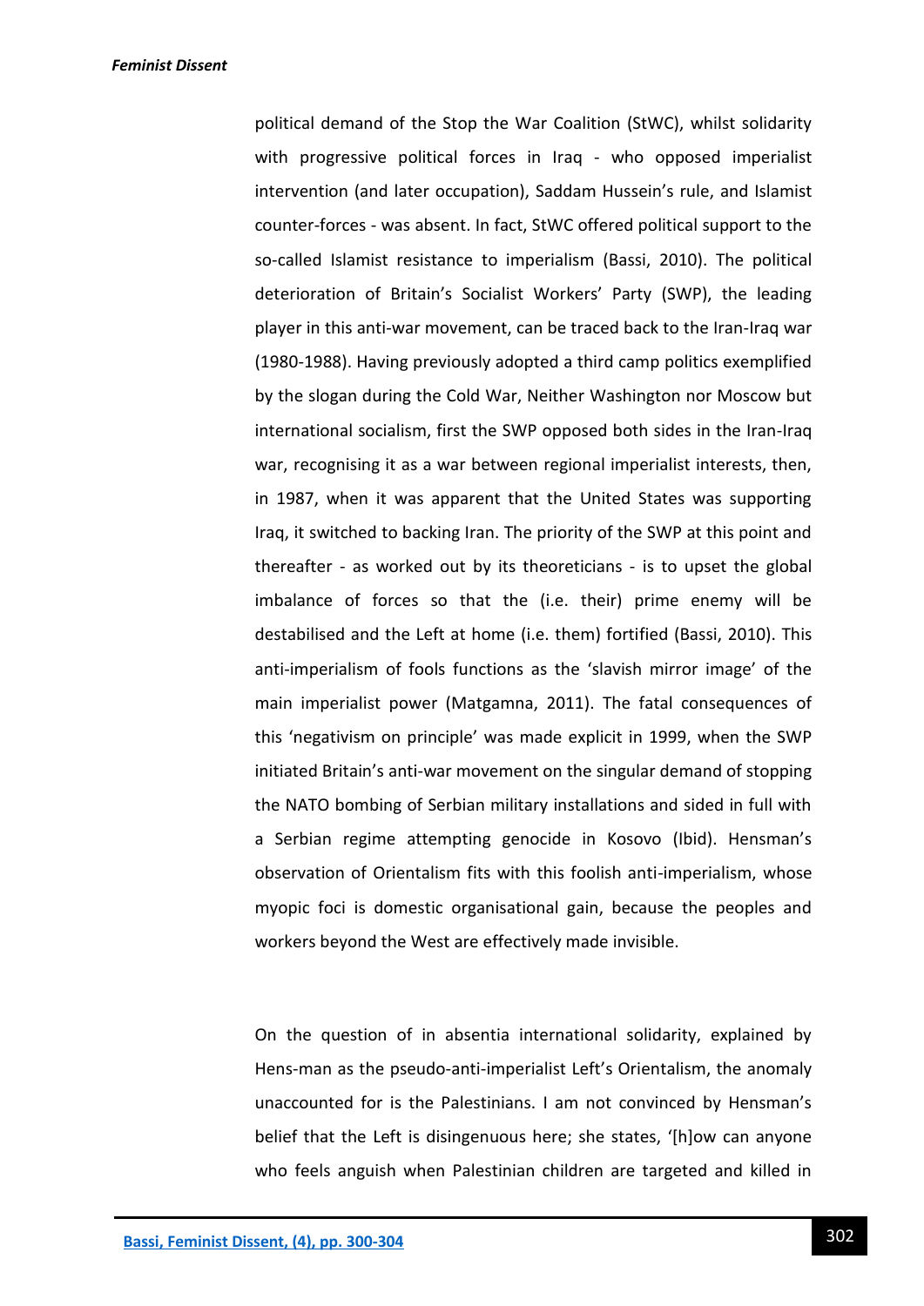political demand of the Stop the War Coalition (StWC), whilst solidarity with progressive political forces in Iraq - who opposed imperialist intervention (and later occupation), Saddam Hussein's rule, and Islamist counter-forces - was absent. In fact, StWC offered political support to the so-called Islamist resistance to imperialism (Bassi, 2010). The political deterioration of Britain's Socialist Workers' Party (SWP), the leading player in this anti-war movement, can be traced back to the Iran-Iraq war (1980-1988). Having previously adopted a third camp politics exemplified by the slogan during the Cold War, Neither Washington nor Moscow but international socialism, first the SWP opposed both sides in the Iran-Iraq war, recognising it as a war between regional imperialist interests, then, in 1987, when it was apparent that the United States was supporting Iraq, it switched to backing Iran. The priority of the SWP at this point and thereafter - as worked out by its theoreticians - is to upset the global imbalance of forces so that the (i.e. their) prime enemy will be destabilised and the Left at home (i.e. them) fortified (Bassi, 2010). This anti-imperialism of fools functions as the 'slavish mirror image' of the main imperialist power (Matgamna, 2011). The fatal consequences of this 'negativism on principle' was made explicit in 1999, when the SWP initiated Britain's anti-war movement on the singular demand of stopping the NATO bombing of Serbian military installations and sided in full with a Serbian regime attempting genocide in Kosovo (Ibid). Hensman's observation of Orientalism fits with this foolish anti-imperialism, whose myopic foci is domestic organisational gain, because the peoples and workers beyond the West are effectively made invisible.

On the question of in absentia international solidarity, explained by Hens-man as the pseudo-anti-imperialist Left's Orientalism, the anomaly unaccounted for is the Palestinians. I am not convinced by Hensman's belief that the Left is disingenuous here; she states, '[h]ow can anyone who feels anguish when Palestinian children are targeted and killed in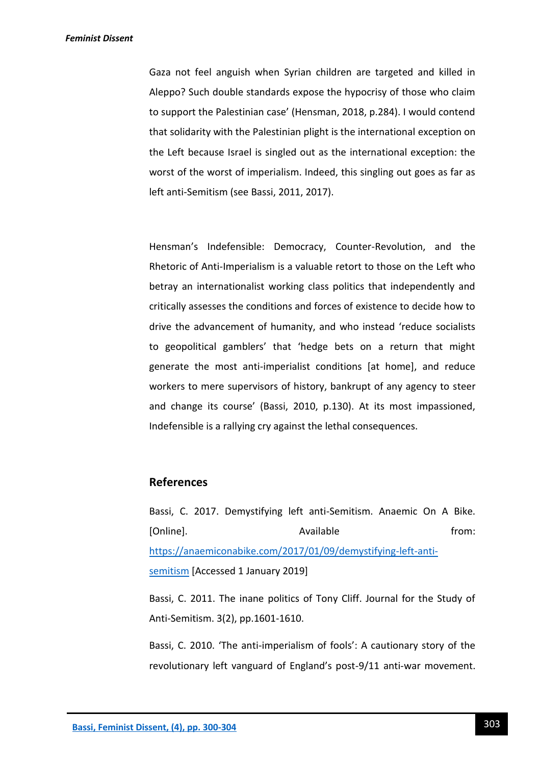Gaza not feel anguish when Syrian children are targeted and killed in Aleppo? Such double standards expose the hypocrisy of those who claim to support the Palestinian case' (Hensman, 2018, p.284). I would contend that solidarity with the Palestinian plight is the international exception on the Left because Israel is singled out as the international exception: the worst of the worst of imperialism. Indeed, this singling out goes as far as left anti-Semitism (see Bassi, 2011, 2017).

Hensman's Indefensible: Democracy, Counter-Revolution, and the Rhetoric of Anti-Imperialism is a valuable retort to those on the Left who betray an internationalist working class politics that independently and critically assesses the conditions and forces of existence to decide how to drive the advancement of humanity, and who instead 'reduce socialists to geopolitical gamblers' that 'hedge bets on a return that might generate the most anti-imperialist conditions [at home], and reduce workers to mere supervisors of history, bankrupt of any agency to steer and change its course' (Bassi, 2010, p.130). At its most impassioned, Indefensible is a rallying cry against the lethal consequences.

## References

Bassi, C. 2017. Demystifying left anti-Semitism. Anaemic On A Bike. [Online]. Available from: [https://anaemiconabike.com/2017/01/09/demystifying-left-anti-semitism](https://anaemiconabike.com/2017/01/09/demystifying-left-anti-semitism) [Accessed 1 January 2019]

Bassi, C. 2011. The inane politics of Tony Cliff. Journal for the Study of Anti-Semitism. 3(2), pp.1601-1610.

Bassi, C. 2010. 'The anti-imperialism of fools': A cautionary story of the revolutionary left vanguard of England's post-9/11 anti-war movement.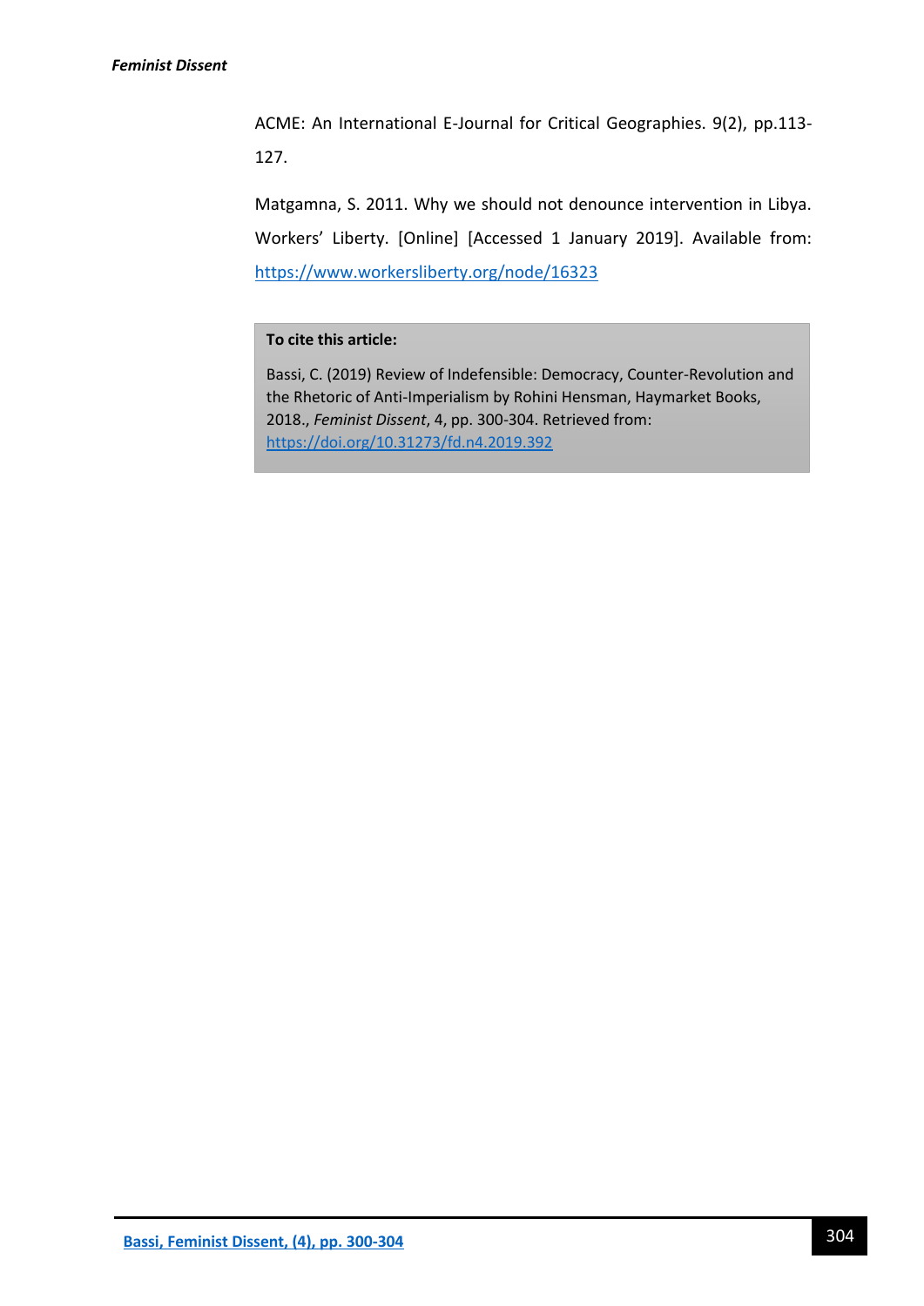ACME: An International E-Journal for Critical Geographies. 9(2), pp.113-127.

Matgamna, S. 2011. Why we should not denounce intervention in Libya. Workers' Liberty. [Online] [Accessed 1 January 2019]. Available from: https://www.workersliberty.org/node/16323

**To cite this article:**

Bassi, C. (2019) Review of Indefensible: Democracy, Counter-Revolution and the Rhetoric of Anti-Imperialism by Rohini Hensman, Haymarket Books, 2018., *Feminist Dissent*, 4, pp. 300-304. Retrieved from: https://doi.org/10.31273/fd.n4.2019.392